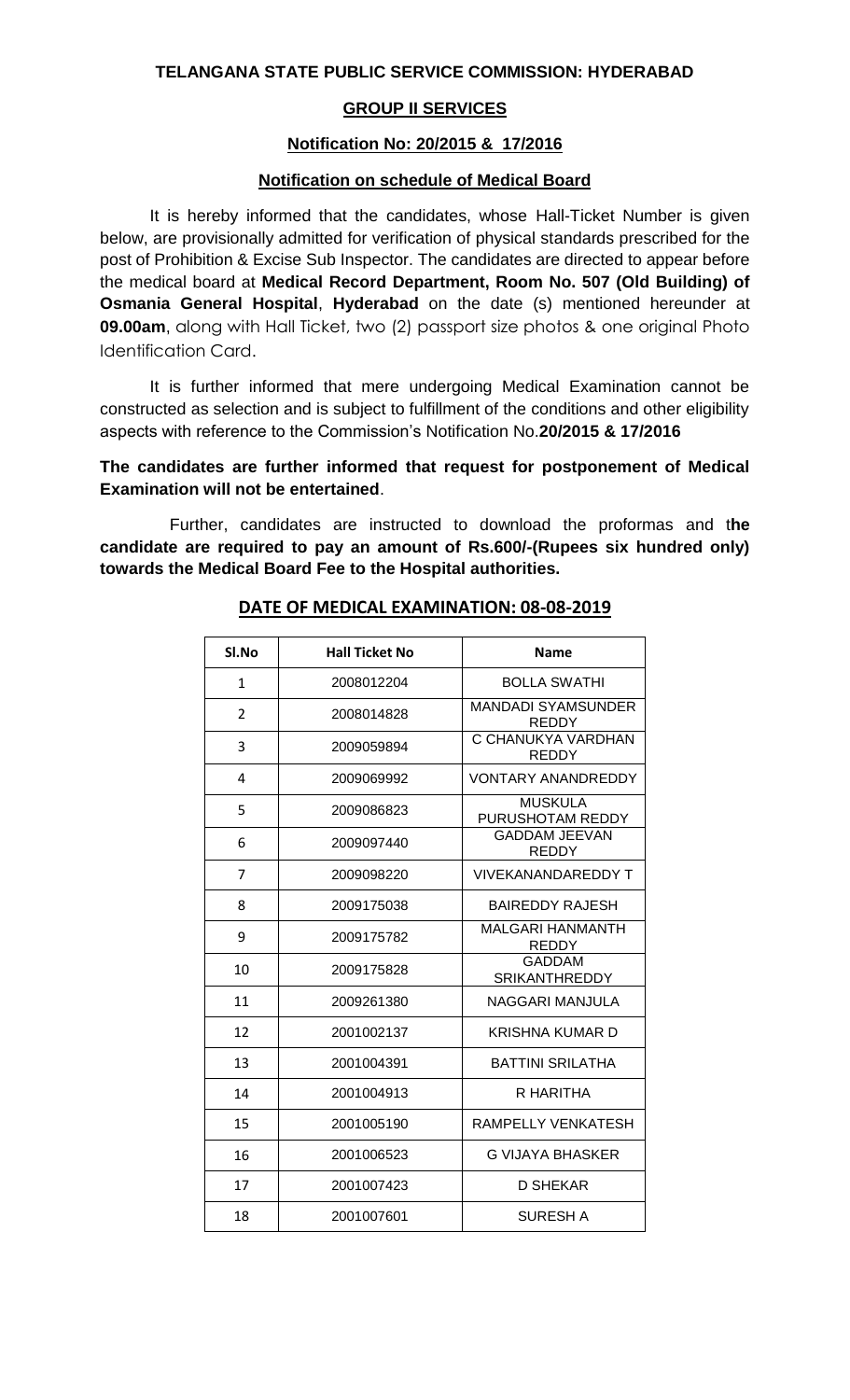**TELANGANA STATE PUBLIC SERVICE COMMISSION: HYDERABAD**

**GROUP II SERVICES**

**Notification No: 20/2015 & 17/2016**

**Notification on schedule of Medical Board**

It is hereby informed that the candidates, whose Hall-Ticket Number is given below, are provisionally admitted for verification of physical standards prescribed for the post of Prohibition & Excise Sub Inspector. The candidates are directed to appear before the medical board at **Medical Record Department, Room No. 507 (Old Building) of Osmania General Hospital**, **Hyderabad** on the date (s) mentioned hereunder at **09.00am**, along with Hall Ticket, two (2) passport size photos & one original Photo Identification Card.

It is further informed that mere undergoing Medical Examination cannot be constructed as selection and is subject to fulfillment of the conditions and other eligibility aspects with reference to the Commission's Notification No.**20/2015 & 17/2016**

**The candidates are further informed that request for postponement of Medical Examination will not be entertained**.

Further, candidates are instructed to download the proformas and t**he candidate are required to pay an amount of Rs.600/-(Rupees six hundred only) towards the Medical Board Fee to the Hospital authorities.**

**DATE OF MEDICAL EXAMINATION: 08-08-2019**

| Sl.No | Hall Ticket No | Name |
|---|---|---|
| 1 | 2008012204 | BOLLA SWATHI |
| 2 | 2008014828 | MANDADI SYAMSUNDER REDDY |
| 3 | 2009059894 | C CHANUKYA VARDHAN REDDY |
| 4 | 2009069992 | VONTARY ANANDREDDY |
| 5 | 2009086823 | MUSKULA PURUSHOTAM REDDY |
| 6 | 2009097440 | GADDAM JEEVAN REDDY |
| 7 | 2009098220 | VIVEKANANDAREDDY T |
| 8 | 2009175038 | BAIREDDY RAJESH |
| 9 | 2009175782 | MALGARI HANMANTH REDDY |
| 10 | 2009175828 | GADDAM SRIKANTHREDDY |
| 11 | 2009261380 | NAGGARI MANJULA |
| 12 | 2001002137 | KRISHNA KUMAR D |
| 13 | 2001004391 | BATTINI SRILATHA |
| 14 | 2001004913 | R HARITHA |
| 15 | 2001005190 | RAMPELLY VENKATESH |
| 16 | 2001006523 | G VIJAYA BHASKER |
| 17 | 2001007423 | D SHEKAR |
| 18 | 2001007601 | SURESH A |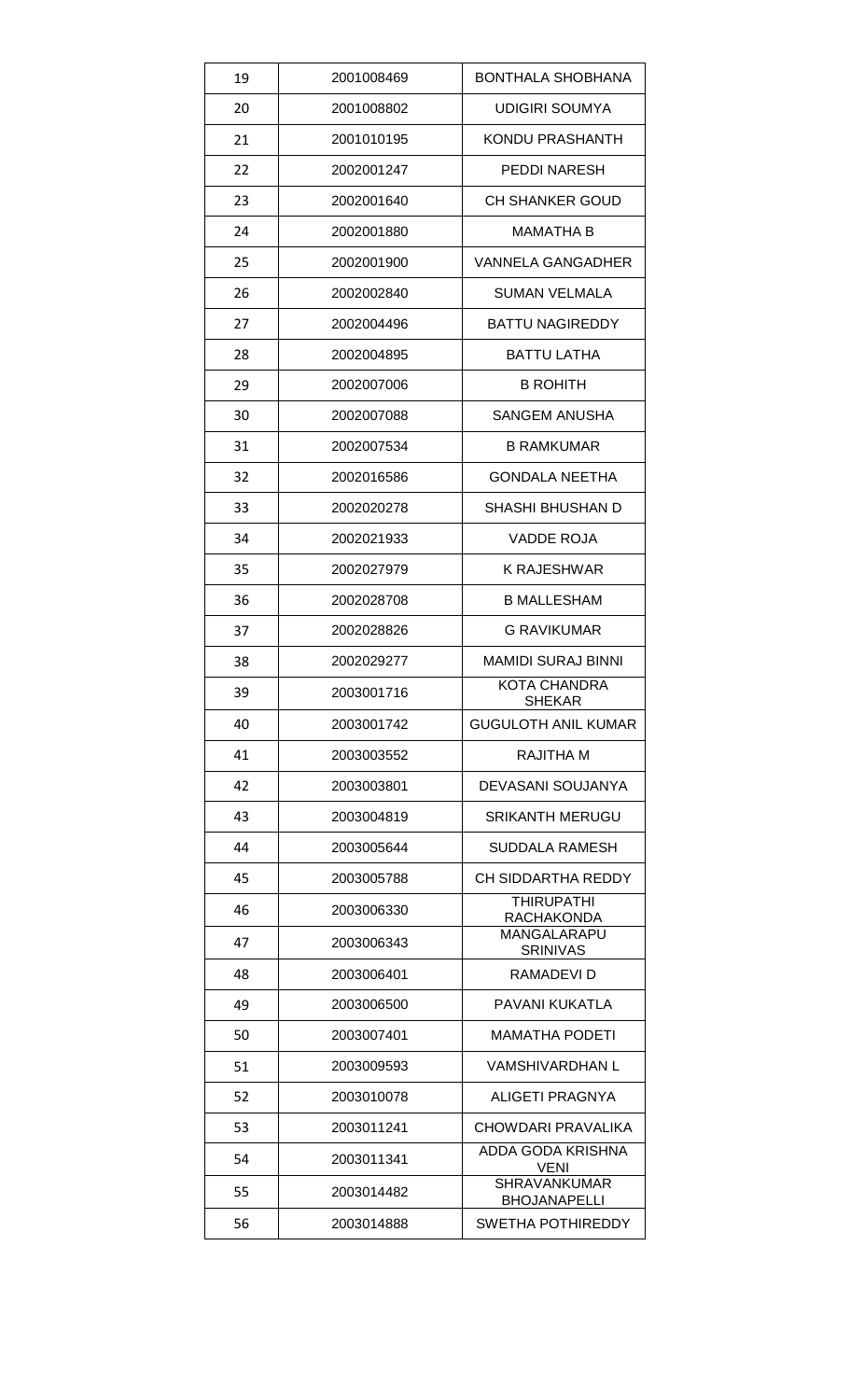| 19 | 2001008469 | BONTHALA SHOBHANA |
|---|---|---|
| 20 | 2001008802 | UDIGIRI SOUMYA |
| 21 | 2001010195 | KONDU PRASHANTH |
| 22 | 2002001247 | PEDDI NARESH |
| 23 | 2002001640 | CH SHANKER GOUD |
| 24 | 2002001880 | MAMATHA B |
| 25 | 2002001900 | VANNELA GANGADHER |
| 26 | 2002002840 | SUMAN VELMALA |
| 27 | 2002004496 | BATTU NAGIREDDY |
| 28 | 2002004895 | BATTU LATHA |
| 29 | 2002007006 | B ROHITH |
| 30 | 2002007088 | SANGEM ANUSHA |
| 31 | 2002007534 | B RAMKUMAR |
| 32 | 2002016586 | GONDALA NEETHA |
| 33 | 2002020278 | SHASHI BHUSHAN D |
| 34 | 2002021933 | VADDE ROJA |
| 35 | 2002027979 | K RAJESHWAR |
| 36 | 2002028708 | B MALLESHAM |
| 37 | 2002028826 | G RAVIKUMAR |
| 38 | 2002029277 | MAMIDI SURAJ BINNI |
| 39 | 2003001716 | KOTA CHANDRA SHEKAR |
| 40 | 2003001742 | GUGULOTH ANIL KUMAR |
| 41 | 2003003552 | RAJITHA M |
| 42 | 2003003801 | DEVASANI SOUJANYA |
| 43 | 2003004819 | SRIKANTH MERUGU |
| 44 | 2003005644 | SUDDALA RAMESH |
| 45 | 2003005788 | CH SIDDARTHA REDDY |
| 46 | 2003006330 | THIRUPATHI RACHAKONDA |
| 47 | 2003006343 | MANGALARAPU SRINIVAS |
| 48 | 2003006401 | RAMADEVI D |
| 49 | 2003006500 | PAVANI KUKATLA |
| 50 | 2003007401 | MAMATHA PODETI |
| 51 | 2003009593 | VAMSHIVARDHAN L |
| 52 | 2003010078 | ALIGETI PRAGNYA |
| 53 | 2003011241 | CHOWDARI PRAVALIKA |
| 54 | 2003011341 | ADDA GODA KRISHNA VENI |
| 55 | 2003014482 | SHRAVANKUMAR BHOJANAPELLI |
| 56 | 2003014888 | SWETHA POTHIREDDY |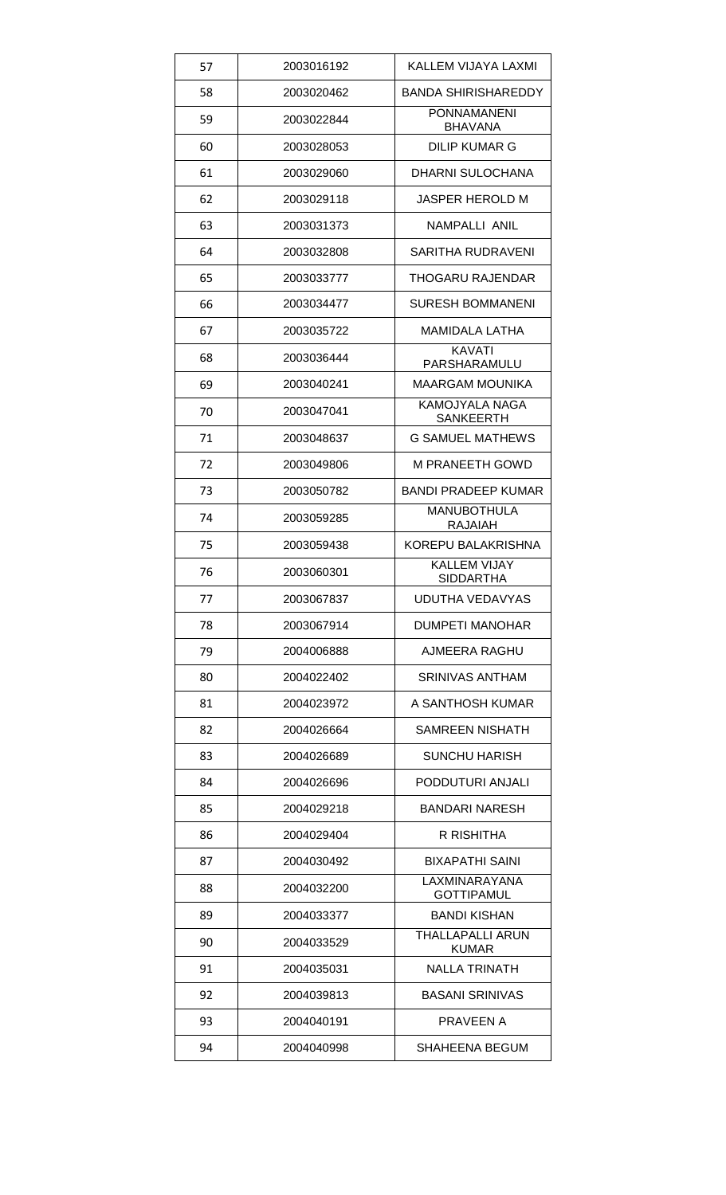| 57 | 2003016192 | KALLEM VIJAYA LAXMI |
|---|---|---|
| 58 | 2003020462 | BANDA SHIRISHAREDDY |
| 59 | 2003022844 | PONNAMANENI BHAVANA |
| 60 | 2003028053 | DILIP KUMAR G |
| 61 | 2003029060 | DHARNI SULOCHANA |
| 62 | 2003029118 | JASPER HEROLD M |
| 63 | 2003031373 | NAMPALLI ANIL |
| 64 | 2003032808 | SARITHA RUDRAVENI |
| 65 | 2003033777 | THOGARU RAJENDAR |
| 66 | 2003034477 | SURESH BOMMANENI |
| 67 | 2003035722 | MAMIDALA LATHA |
| 68 | 2003036444 | KAVATI PARSHARAMULU |
| 69 | 2003040241 | MAARGAM MOUNIKA |
| 70 | 2003047041 | KAMOJYALA NAGA SANKEERTH |
| 71 | 2003048637 | G SAMUEL MATHEWS |
| 72 | 2003049806 | M PRANEETH GOWD |
| 73 | 2003050782 | BANDI PRADEEP KUMAR |
| 74 | 2003059285 | MANUBOTHULA RAJAIAH |
| 75 | 2003059438 | KOREPU BALAKRISHNA |
| 76 | 2003060301 | KALLEM VIJAY SIDDARTHA |
| 77 | 2003067837 | UDUTHA VEDAVYAS |
| 78 | 2003067914 | DUMPETI MANOHAR |
| 79 | 2004006888 | AJMEERA RAGHU |
| 80 | 2004022402 | SRINIVAS ANTHAM |
| 81 | 2004023972 | A SANTHOSH KUMAR |
| 82 | 2004026664 | SAMREEN NISHATH |
| 83 | 2004026689 | SUNCHU HARISH |
| 84 | 2004026696 | PODDUTURI ANJALI |
| 85 | 2004029218 | BANDARI NARESH |
| 86 | 2004029404 | R RISHITHA |
| 87 | 2004030492 | BIXAPATHI SAINI |
| 88 | 2004032200 | LAXMINARAYANA GOTTIPAMUL |
| 89 | 2004033377 | BANDI KISHAN |
| 90 | 2004033529 | THALLAPALLI ARUN KUMAR |
| 91 | 2004035031 | NALLA TRINATH |
| 92 | 2004039813 | BASANI SRINIVAS |
| 93 | 2004040191 | PRAVEEN A |
| 94 | 2004040998 | SHAHEENA BEGUM |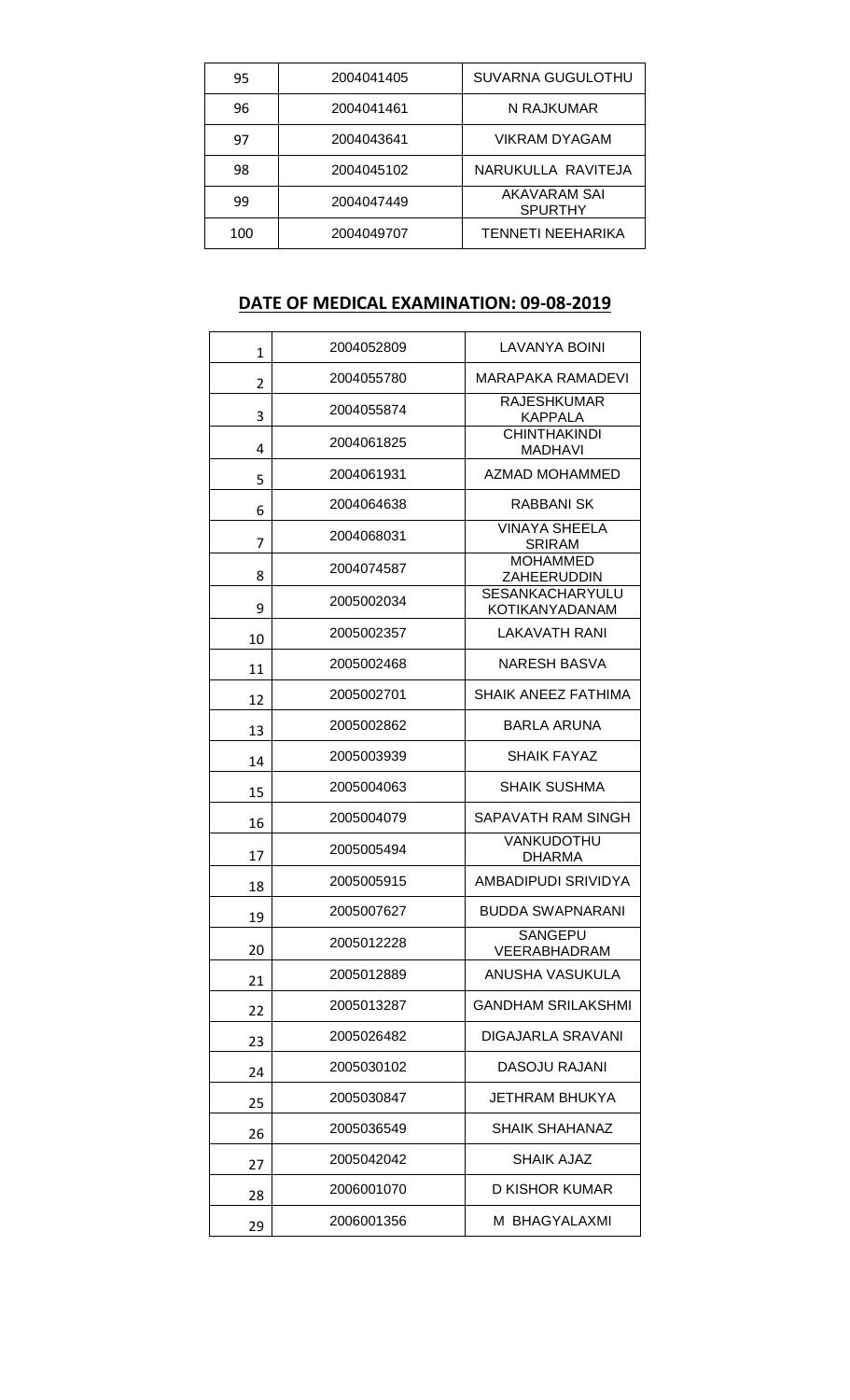| 95 | 2004041405 | SUVARNA GUGULOTHU |
|---|---|---|
| 96 | 2004041461 | N RAJKUMAR |
| 97 | 2004043641 | VIKRAM DYAGAM |
| 98 | 2004045102 | NARUKULLA RAVITEJA |
| 99 | 2004047449 | AKAVARAM SAI SPURTHY |
| 100 | 2004049707 | TENNETI NEEHARIKA |

## **DATE OF MEDICAL EXAMINATION: 09-08-2019**

| 1 | 2004052809 | LAVANYA BOINI |
|---|---|---|
| 2 | 2004055780 | MARAPAKA RAMADEVI |
| 3 | 2004055874 | RAJESHKUMAR KAPPALA |
| 4 | 2004061825 | CHINTHAKINDI MADHAVI |
| 5 | 2004061931 | AZMAD MOHAMMED |
| 6 | 2004064638 | RABBANI SK |
| 7 | 2004068031 | VINAYA SHEELA SRIRAM |
| 8 | 2004074587 | MOHAMMED ZAHEERUDDIN |
| 9 | 2005002034 | SESANKACHARYULU KOTIKANYADANAM |
| 10 | 2005002357 | LAKAVATH RANI |
| 11 | 2005002468 | NARESH BASVA |
| 12 | 2005002701 | SHAIK ANEEZ FATHIMA |
| 13 | 2005002862 | BARLA ARUNA |
| 14 | 2005003939 | SHAIK FAYAZ |
| 15 | 2005004063 | SHAIK SUSHMA |
| 16 | 2005004079 | SAPAVATH RAM SINGH |
| 17 | 2005005494 | VANKUDOTHU DHARMA |
| 18 | 2005005915 | AMBADIPUDI SRIVIDYA |
| 19 | 2005007627 | BUDDA SWAPNARANI |
| 20 | 2005012228 | SANGEPU VEERABHADRAM |
| 21 | 2005012889 | ANUSHA VASUKULA |
| 22 | 2005013287 | GANDHAM SRILAKSHMI |
| 23 | 2005026482 | DIGAJARLA SRAVANI |
| 24 | 2005030102 | DASOJU RAJANI |
| 25 | 2005030847 | JETHRAM BHUKYA |
| 26 | 2005036549 | SHAIK SHAHANAZ |
| 27 | 2005042042 | SHAIK AJAZ |
| 28 | 2006001070 | D KISHOR KUMAR |
| 29 | 2006001356 | M BHAGYALAXMI |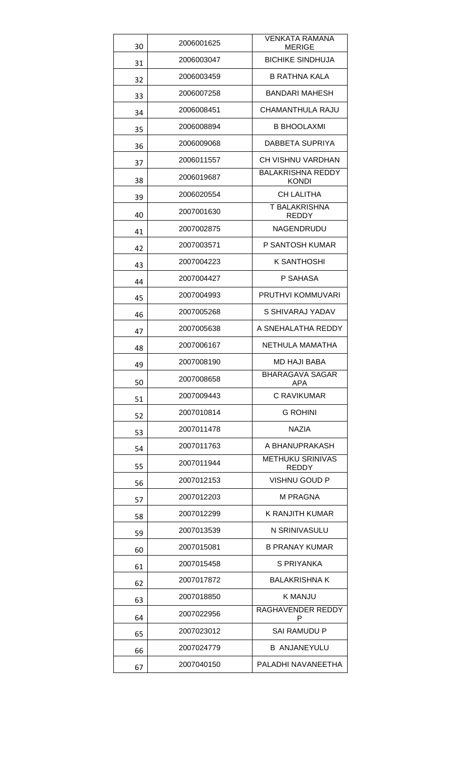| 30 | 2006001625 | VENKATA RAMANA MERIGE |
|---|---|---|
| 31 | 2006003047 | BICHIKE SINDHUJA |
| 32 | 2006003459 | B RATHNA KALA |
| 33 | 2006007258 | BANDARI MAHESH |
| 34 | 2006008451 | CHAMANTHULA RAJU |
| 35 | 2006008894 | B BHOOLAXMI |
| 36 | 2006009068 | DABBETA SUPRIYA |
| 37 | 2006011557 | CH VISHNU VARDHAN |
| 38 | 2006019687 | BALAKRISHNA REDDY KONDI |
| 39 | 2006020554 | CH LALITHA |
| 40 | 2007001630 | T BALAKRISHNA REDDY |
| 41 | 2007002875 | NAGENDRUDU |
| 42 | 2007003571 | P SANTOSH KUMAR |
| 43 | 2007004223 | K SANTHOSHI |
| 44 | 2007004427 | P SAHASA |
| 45 | 2007004993 | PRUTHVI KOMMUVARI |
| 46 | 2007005268 | S SHIVARAJ YADAV |
| 47 | 2007005638 | A SNEHALATHA REDDY |
| 48 | 2007006167 | NETHULA MAMATHA |
| 49 | 2007008190 | MD HAJI BABA |
| 50 | 2007008658 | BHARAGAVA SAGAR APA |
| 51 | 2007009443 | C RAVIKUMAR |
| 52 | 2007010814 | G ROHINI |
| 53 | 2007011478 | NAZIA |
| 54 | 2007011763 | A BHANUPRAKASH |
| 55 | 2007011944 | METHUKU SRINIVAS REDDY |
| 56 | 2007012153 | VISHNU GOUD P |
| 57 | 2007012203 | M PRAGNA |
| 58 | 2007012299 | K RANJITH KUMAR |
| 59 | 2007013539 | N SRINIVASULU |
| 60 | 2007015081 | B PRANAY KUMAR |
| 61 | 2007015458 | S PRIYANKA |
| 62 | 2007017872 | BALAKRISHNA K |
| 63 | 2007018850 | K MANJU |
| 64 | 2007022956 | RAGHAVENDER REDDY P |
| 65 | 2007023012 | SAI RAMUDU P |
| 66 | 2007024779 | B ANJANEYULU |
| 67 | 2007040150 | PALADHI NAVANEETHA |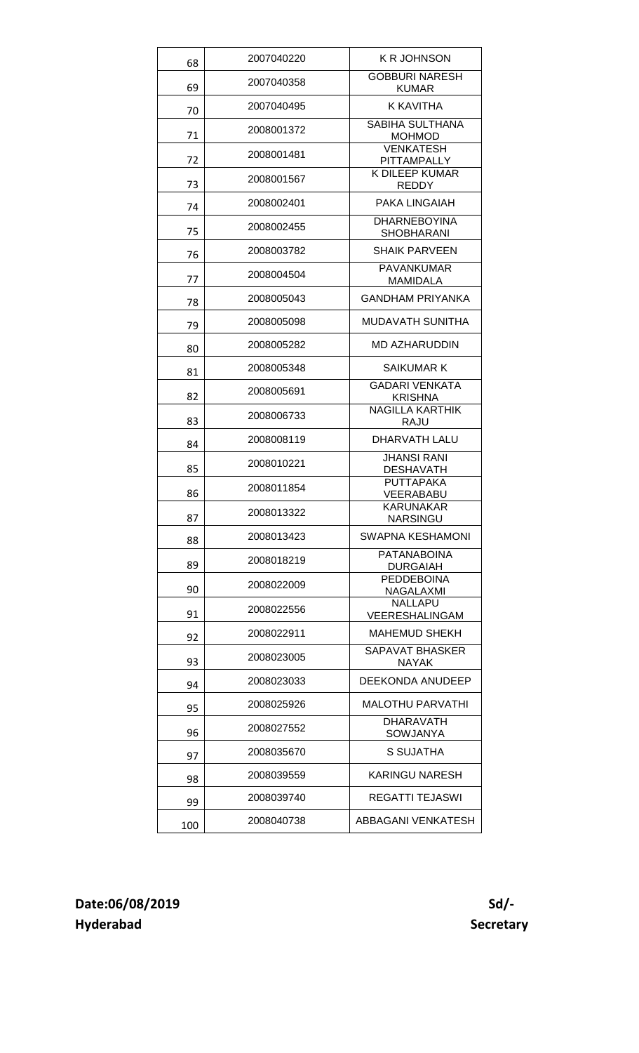| | | |
|---|---|---|
| 68 | 2007040220 | K R JOHNSON |
| 69 | 2007040358 | GOBBURI NARESH KUMAR |
| 70 | 2007040495 | K KAVITHA |
| 71 | 2008001372 | SABIHA SULTHANA MOHMOD |
| 72 | 2008001481 | VENKATESH PITTAMPALLY |
| 73 | 2008001567 | K DILEEP KUMAR REDDY |
| 74 | 2008002401 | PAKA LINGAIAH |
| 75 | 2008002455 | DHARNEBOYINA SHOBHARANI |
| 76 | 2008003782 | SHAIK PARVEEN |
| 77 | 2008004504 | PAVANKUMAR MAMIDALA |
| 78 | 2008005043 | GANDHAM PRIYANKA |
| 79 | 2008005098 | MUDAVATH SUNITHA |
| 80 | 2008005282 | MD AZHARUDDIN |
| 81 | 2008005348 | SAIKUMAR K |
| 82 | 2008005691 | GADARI VENKATA KRISHNA |
| 83 | 2008006733 | NAGILLA KARTHIK RAJU |
| 84 | 2008008119 | DHARVATH LALU |
| 85 | 2008010221 | JHANSI RANI DESHAVATH |
| 86 | 2008011854 | PUTTAPAKA VEERABABU |
| 87 | 2008013322 | KARUNAKAR NARSINGU |
| 88 | 2008013423 | SWAPNA KESHAMONI |
| 89 | 2008018219 | PATANABOINA DURGAIAH |
| 90 | 2008022009 | PEDDEBOINA NAGALAXMI |
| 91 | 2008022556 | NALLAPU VEERESHALINGAM |
| 92 | 2008022911 | MAHEMUD SHEKH |
| 93 | 2008023005 | SAPAVAT BHASKER NAYAK |
| 94 | 2008023033 | DEEKONDA ANUDEEP |
| 95 | 2008025926 | MALOTHU PARVATHI |
| 96 | 2008027552 | DHARAVATH SOWJANYA |
| 97 | 2008035670 | S SUJATHA |
| 98 | 2008039559 | KARINGU NARESH |
| 99 | 2008039740 | REGATTI TEJASWI |
| 100 | 2008040738 | ABBAGANI VENKATESH |

**Date:06/08/2019** **Sd/-**
**Hyderabad** **Secretary**